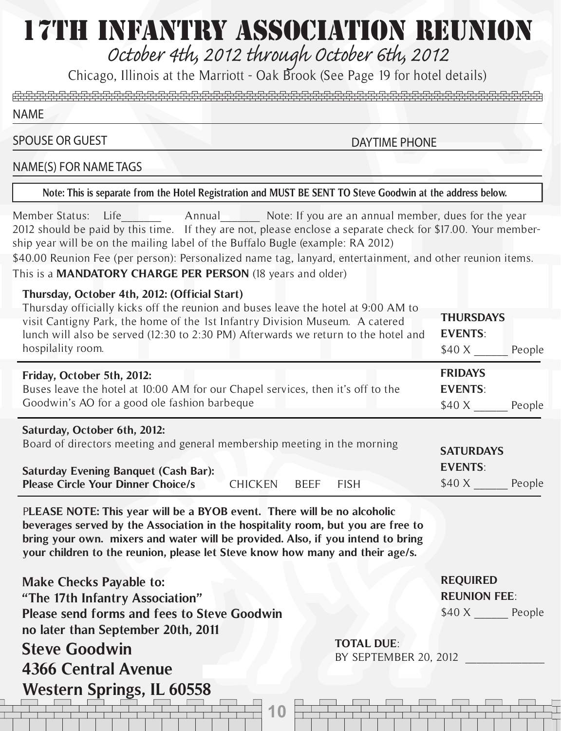# 17TH INFANTRY ASSOCIATION REUNION

## October 4th, 2012 through October 6th, 2012

Chicago, Illinois at the Marriott - Oak Brook (See Page 19 for hotel details)

NAME ____________________________________________

SPOUSE OR GUEST ____________________ DAYTIME PHONE ____________________

NAME(S) FOR NAME TAGS ____________________________________________

**Note: This is separate from the Hotel Registration and MUST BE SENT TO Steve Goodwin at the address below.**

Member Status: Life_______ Annual_______ Note: If you are an annual member, dues for the year 2012 should be paid by this time. If they are not, please enclose a separate check for $17.00. Your membership year will be on the mailing label of the Buffalo Bugle (example: RA 2012)

$40.00 Reunion Fee (per person): Personalized name tag, lanyard, entertainment, and other reunion items. This is a **MANDATORY CHARGE PER PERSON** (18 years and older)

**Thursday, October 4th, 2012: (Official Start)**
Thursday officially kicks off the reunion and buses leave the hotel at 9:00 AM to visit Cantigny Park, the home of the 1st Infantry Division Museum. A catered lunch will also be served (12:30 to 2:30 PM) Afterwards we return to the hotel and hospilality room.

**THURSDAYS EVENTS**: $40 X ______ People

**Friday, October 5th, 2012:**
Buses leave the hotel at 10:00 AM for our Chapel services, then it's off to the Goodwin's AO for a good ole fashion barbeque

**FRIDAYS EVENTS**: $40 X ______ People

**Saturday, October 6th, 2012:**
Board of directors meeting and general membership meeting in the morning

**Saturday Evening Banquet (Cash Bar):**
**Please Circle Your Dinner Choice/s** CHICKEN BEEF FISH

**SATURDAYS EVENTS**: $40 X ______ People

**PLEASE NOTE: This year will be a BYOB event. There will be no alcoholic beverages served by the Association in the hospitality room, but you are free to bring your own. mixers and water will be provided. Also, if you intend to bring your children to the reunion, please let Steve know how many and their age/s.**

**Make Checks Payable to:**
**"The 17th Infantry Association"**
**Please send forms and fees to Steve Goodwin no later than September 20th, 2011**

**REQUIRED REUNION FEE**: $40 X ______ People

**Steve Goodwin**
**4366 Central Avenue**
**Western Springs, IL 60558**

**TOTAL DUE**: BY SEPTEMBER 20, 2012 ______________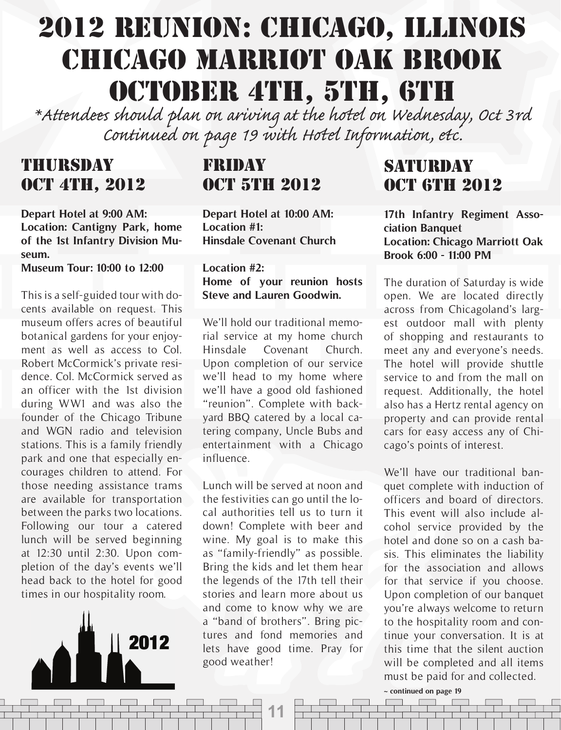# 2012 Reunion: Chicago, Illinois Chicago Marriot Oak Brook October 4th, 5th, 6th

*\*Attendees should plan on ariving at the hotel on Wednesday, Oct 3rd Continued on page 19 with Hotel Information, etc.*

## Thursday Oct 4th, 2012

**Depart Hotel at 9:00 AM:**
**Location: Cantigny Park, home of the 1st Infantry Division Museum.**
**Museum Tour: 10:00 to 12:00**

This is a self-guided tour with docents available on request. This museum offers acres of beautiful botanical gardens for your enjoyment as well as access to Col. Robert McCormick's private residence. Col. McCormick served as an officer with the 1st division during WW1 and was also the founder of the Chicago Tribune and WGN radio and television stations. This is a family friendly park and one that especially encourages children to attend. For those needing assistance trams are available for transportation between the parks two locations. Following our tour a catered lunch will be served beginning at 12:30 until 2:30. Upon completion of the day's events we'll head back to the hotel for good times in our hospitality room.

## Friday Oct 5th 2012

**Depart Hotel at 10:00 AM:**
**Location #1:**
**Hinsdale Covenant Church**

**Location #2:**
**Home of your reunion hosts Steve and Lauren Goodwin.**

We'll hold our traditional memorial service at my home church Hinsdale Covenant Church. Upon completion of our service we'll head to my home where we'll have a good old fashioned "reunion". Complete with backyard BBQ catered by a local catering company, Uncle Bubs and entertainment with a Chicago influence.

Lunch will be served at noon and the festivities can go until the local authorities tell us to turn it down! Complete with beer and wine. My goal is to make this as "family-friendly" as possible. Bring the kids and let them hear the legends of the 17th tell their stories and learn more about us and come to know why we are a "band of brothers". Bring pictures and fond memories and lets have good time. Pray for good weather!

## Saturday Oct 6th 2012

**17th Infantry Regiment Association Banquet**
**Location: Chicago Marriott Oak Brook 6:00 - 11:00 PM**

The duration of Saturday is wide open. We are located directly across from Chicagoland's largest outdoor mall with plenty of shopping and restaurants to meet any and everyone's needs. The hotel will provide shuttle service to and from the mall on request. Additionally, the hotel also has a Hertz rental agency on property and can provide rental cars for easy access any of Chicago's points of interest.

We'll have our traditional banquet complete with induction of officers and board of directors. This event will also include alcohol service provided by the hotel and done so on a cash basis. This eliminates the liability for the association and allows for that service if you choose. Upon completion of our banquet you're always welcome to return to the hospitality room and continue your conversation. It is at this time that the silent auction will be completed and all items must be paid for and collected.

**~ continued on page 19**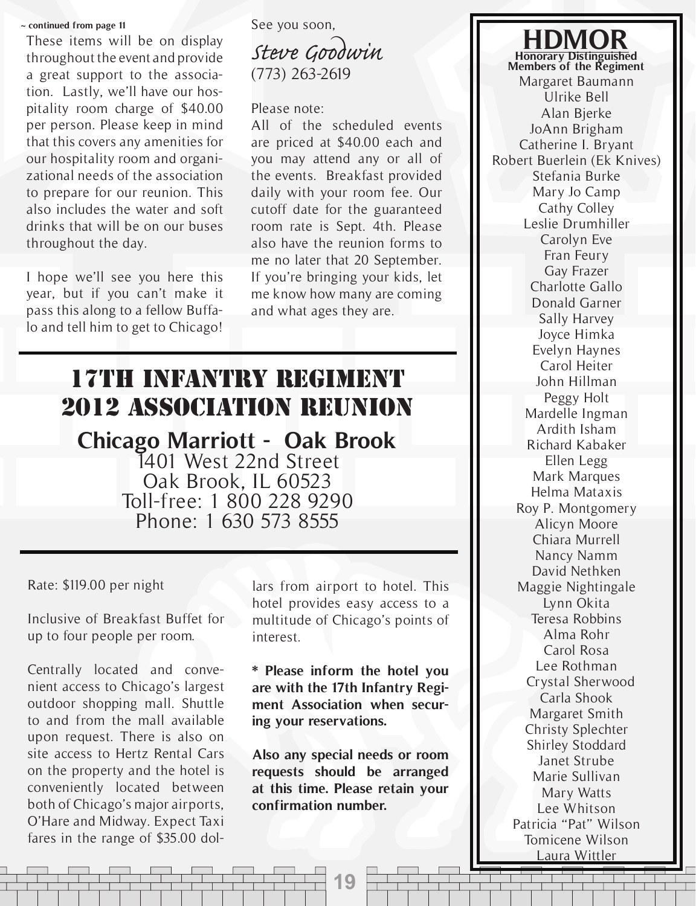~ continued from page 11

These items will be on display throughout the event and provide a great support to the association. Lastly, we'll have our hospitality room charge of $40.00 per person. Please keep in mind that this covers any amenities for our hospitality room and organizational needs of the association to prepare for our reunion. This also includes the water and soft drinks that will be on our buses throughout the day.

I hope we'll see you here this year, but if you can't make it pass this along to a fellow Buffalo and tell him to get to Chicago!

See you soon,

*Steve Goodwin*
(773) 263-2619

Please note:
All of the scheduled events are priced at $40.00 each and you may attend any or all of the events. Breakfast provided daily with your room fee. Our cutoff date for the guaranteed room rate is Sept. 4th. Please also have the reunion forms to me no later that 20 September. If you're bringing your kids, let me know how many are coming and what ages they are.

# 17th Infantry Regiment 2012 Association Reunion

## Chicago Marriott - Oak Brook

1401 West 22nd Street
Oak Brook, IL 60523
Toll-free: 1 800 228 9290
Phone: 1 630 573 8555

Rate: $119.00 per night

Inclusive of Breakfast Buffet for up to four people per room.

Centrally located and convenient access to Chicago's largest outdoor shopping mall. Shuttle to and from the mall available upon request. There is also on site access to Hertz Rental Cars on the property and the hotel is conveniently located between both of Chicago's major airports, O'Hare and Midway. Expect Taxi fares in the range of $35.00 dollars from airport to hotel. This hotel provides easy access to a multitude of Chicago's points of interest.

**\* Please inform the hotel you are with the 17th Infantry Regiment Association when securing your reservations.**

**Also any special needs or room requests should be arranged at this time. Please retain your confirmation number.**

## HDMOR

**Honorary Distinguished Members of the Regiment**

Margaret Baumann
Ulrike Bell
Alan Bjerke
JoAnn Brigham
Catherine I. Bryant
Robert Buerlein (Ek Knives)
Stefania Burke
Mary Jo Camp
Cathy Colley
Leslie Drumhiller
Carolyn Eve
Fran Feury
Gay Frazer
Charlotte Gallo
Donald Garner
Sally Harvey
Joyce Himka
Evelyn Haynes
Carol Heiter
John Hillman
Peggy Holt
Mardelle Ingman
Ardith Isham
Richard Kabaker
Ellen Legg
Mark Marques
Helma Mataxis
Roy P. Montgomery
Alicyn Moore
Chiara Murrell
Nancy Namm
David Nethken
Maggie Nightingale
Lynn Okita
Teresa Robbins
Alma Rohr
Carol Rosa
Lee Rothman
Crystal Sherwood
Carla Shook
Margaret Smith
Christy Splechter
Shirley Stoddard
Janet Strube
Marie Sullivan
Mary Watts
Lee Whitson
Patricia "Pat" Wilson
Tomicene Wilson
Laura Wittler